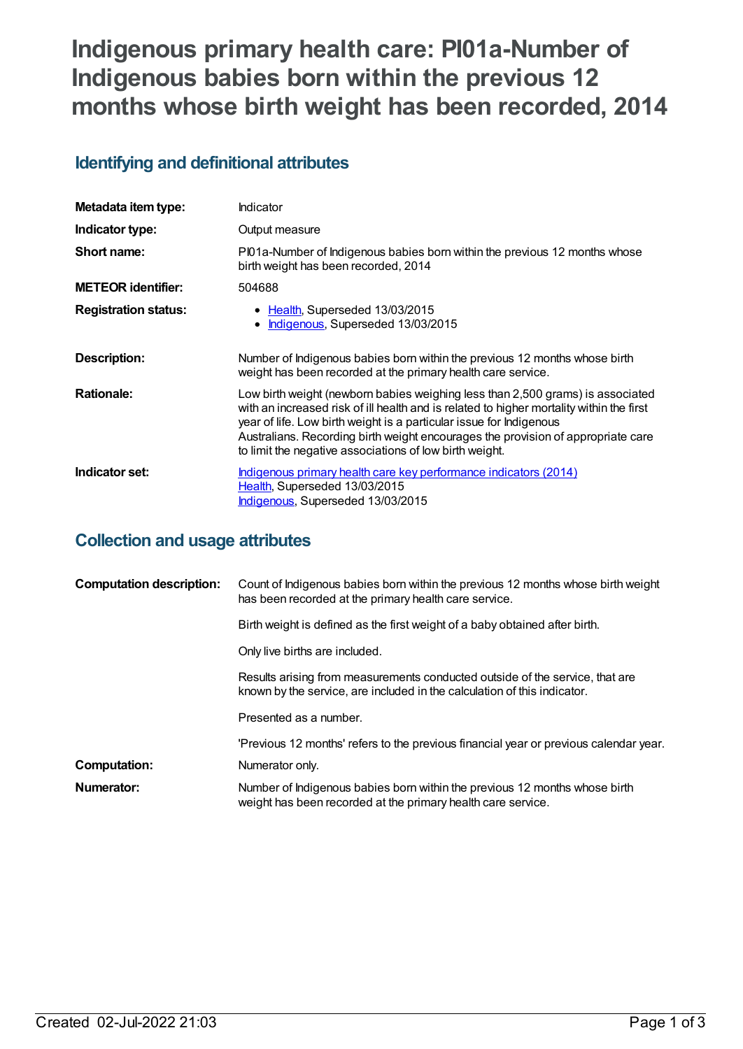# Indigenous primary health care: PI01a-Number of Indigenous babies born within the previous 12 months whose birth weight has been recorded, 2014

## Identifying and definitional attributes

| | |
|---|---|
| **Metadata item type:** | Indicator |
| **Indicator type:** | Output measure |
| **Short name:** | PI01a-Number of Indigenous babies born within the previous 12 months whose birth weight has been recorded, 2014 |
| **METEOR identifier:** | 504688 |
| **Registration status:** | • Health, Superseded 13/03/2015<br>• Indigenous, Superseded 13/03/2015 |
| **Description:** | Number of Indigenous babies born within the previous 12 months whose birth weight has been recorded at the primary health care service. |
| **Rationale:** | Low birth weight (newborn babies weighing less than 2,500 grams) is associated with an increased risk of ill health and is related to higher mortality within the first year of life. Low birth weight is a particular issue for Indigenous Australians. Recording birth weight encourages the provision of appropriate care to limit the negative associations of low birth weight. |
| **Indicator set:** | Indigenous primary health care key performance indicators (2014)<br>Health, Superseded 13/03/2015<br>Indigenous, Superseded 13/03/2015 |

## Collection and usage attributes

| | |
|---|---|
| **Computation description:** | Count of Indigenous babies born within the previous 12 months whose birth weight has been recorded at the primary health care service.<br><br>Birth weight is defined as the first weight of a baby obtained after birth.<br><br>Only live births are included.<br><br>Results arising from measurements conducted outside of the service, that are known by the service, are included in the calculation of this indicator.<br><br>Presented as a number.<br><br>'Previous 12 months' refers to the previous financial year or previous calendar year. |
| **Computation:** | Numerator only. |
| **Numerator:** | Number of Indigenous babies born within the previous 12 months whose birth weight has been recorded at the primary health care service. |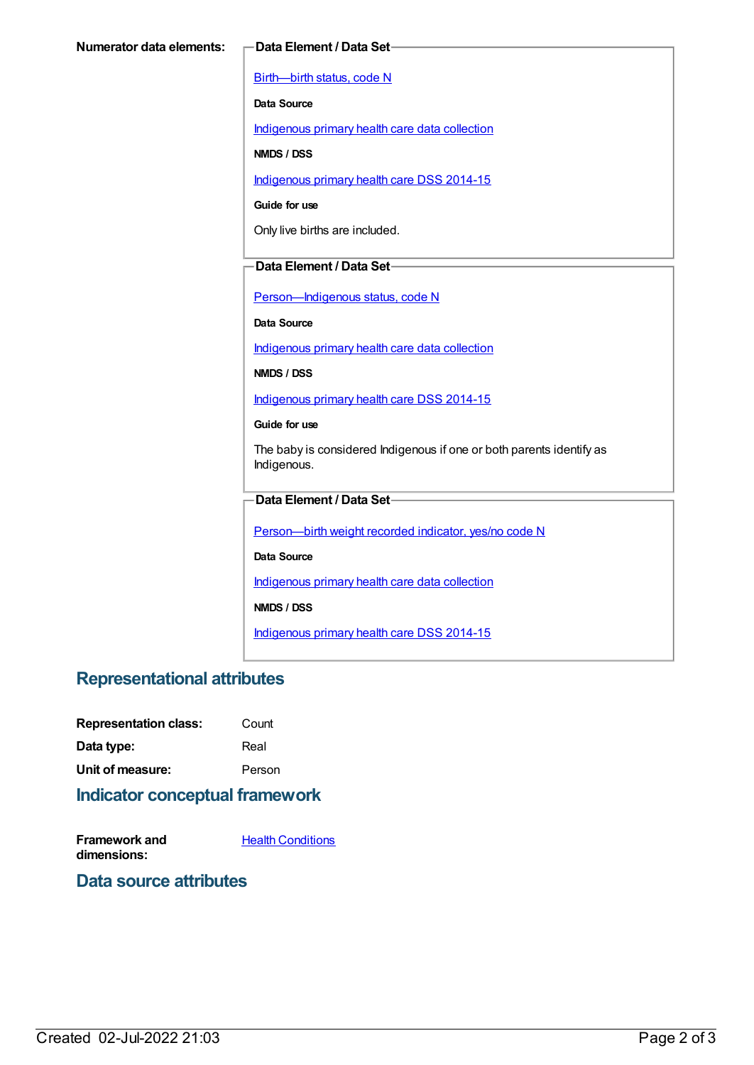**Numerator data elements:**

**Data Element / Data Set**

Birth—birth status, code N

**Data Source**

Indigenous primary health care data collection

**NMDS / DSS**

Indigenous primary health care DSS 2014-15

**Guide for use**

Only live births are included.

**Data Element / Data Set**

Person—Indigenous status, code N

**Data Source**

Indigenous primary health care data collection

**NMDS / DSS**

Indigenous primary health care DSS 2014-15

**Guide for use**

The baby is considered Indigenous if one or both parents identify as Indigenous.

**Data Element / Data Set**

Person—birth weight recorded indicator, yes/no code N

**Data Source**

Indigenous primary health care data collection

**NMDS / DSS**

Indigenous primary health care DSS 2014-15

## Representational attributes

**Representation class:** Count

**Data type:** Real

**Unit of measure:** Person

## Indicator conceptual framework

**Framework and dimensions:** Health Conditions

## Data source attributes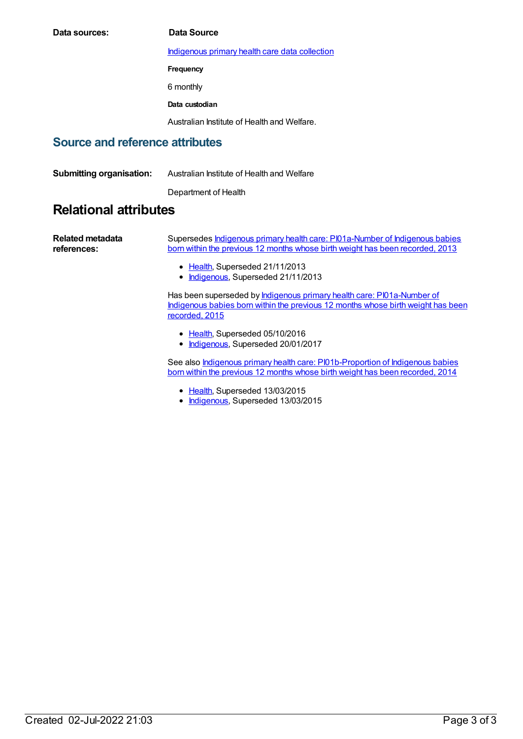**Data sources:**

**Data Source**

Indigenous primary health care data collection

**Frequency**

6 monthly

**Data custodian**

Australian Institute of Health and Welfare.

## Source and reference attributes

**Submitting organisation:** Australian Institute of Health and Welfare

Department of Health

# Relational attributes

**Related metadata references:**

Supersedes Indigenous primary health care: PI01a-Number of Indigenous babies born within the previous 12 months whose birth weight has been recorded, 2013

- Health, Superseded 21/11/2013
- Indigenous, Superseded 21/11/2013

Has been superseded by Indigenous primary health care: PI01a-Number of Indigenous babies born within the previous 12 months whose birth weight has been recorded, 2015

- Health, Superseded 05/10/2016
- Indigenous, Superseded 20/01/2017

See also Indigenous primary health care: PI01b-Proportion of Indigenous babies born within the previous 12 months whose birth weight has been recorded, 2014

- Health, Superseded 13/03/2015
- Indigenous, Superseded 13/03/2015